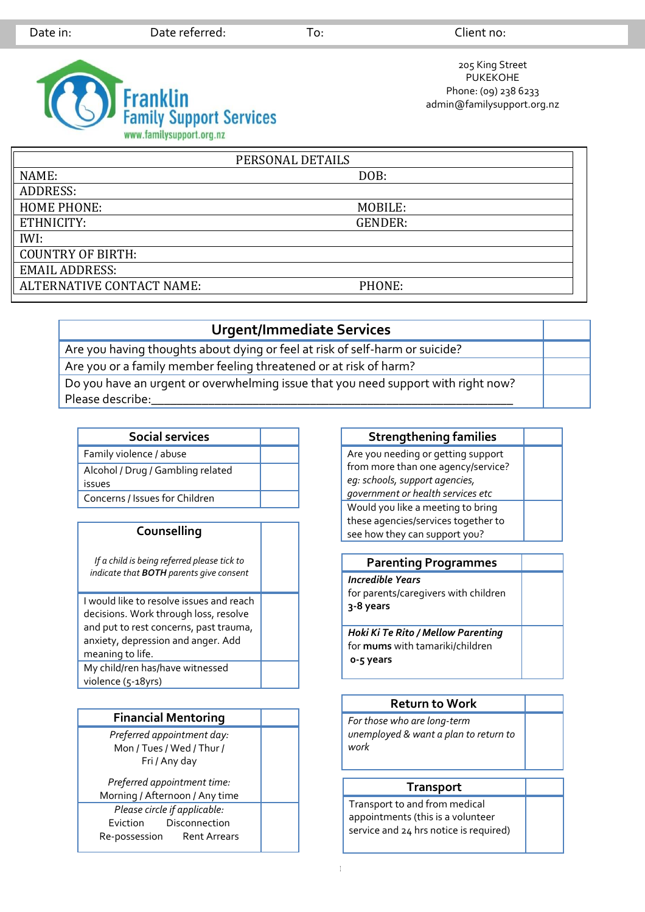| Date in: | Date referred: | To: | Client no: |
|---|---|---|---|

# Franklin Family Support Services

www.familysupport.org.nz

205 King Street
PUKEKOHE
Phone: (09) 238 6233
admin@familysupport.org.nz

| PERSONAL DETAILS | |
|---|---|
| NAME: | DOB: |
| ADDRESS: | |
| HOME PHONE: | MOBILE: |
| ETHNICITY: | GENDER: |
| IWI: | |
| COUNTRY OF BIRTH: | |
| EMAIL ADDRESS: | |
| ALTERNATIVE CONTACT NAME: | PHONE: |

| Urgent/Immediate Services | |
|---|---|
| Are you having thoughts about dying or feel at risk of self-harm or suicide? | |
| Are you or a family member feeling threatened or at risk of harm? | |
| Do you have an urgent or overwhelming issue that you need support with right now? Please describe:________________________________________________ | |

| Social services | |
|---|---|
| Family violence / abuse | |
| Alcohol / Drug / Gambling related issues | |
| Concerns / Issues for Children | |

| Counselling *If a child is being referred please tick to indicate that **BOTH** parents give consent* | |
|---|---|
| I would like to resolve issues and reach decisions. Work through loss, resolve and put to rest concerns, past trauma, anxiety, depression and anger. Add meaning to life. | |
| My child/ren has/have witnessed violence (5-18yrs) | |

| Financial Mentoring | |
|---|---|
| *Preferred appointment day:* Mon / Tues / Wed / Thur / Fri / Any day *Preferred appointment time:* Morning / Afternoon / Any time | |
| *Please circle if applicable:* Eviction Disconnection Re-possession Rent Arrears | |

| Strengthening families | |
|---|---|
| Are you needing or getting support from more than one agency/service? *eg: schools, support agencies, government or health services etc* | |
| Would you like a meeting to bring these agencies/services together to see how they can support you? | |

| Parenting Programmes | |
|---|---|
| ***Incredible Years*** for parents/caregivers with children **3-8 years** | |
| ***Hoki Ki Te Rito / Mellow Parenting*** for **mums** with tamariki/children **0-5 years** | |

| Return to Work | |
|---|---|
| *For those who are long-term unemployed & want a plan to return to work* | |

| Transport | |
|---|---|
| Transport to and from medical appointments (this is a volunteer service and 24 hrs notice is required) | |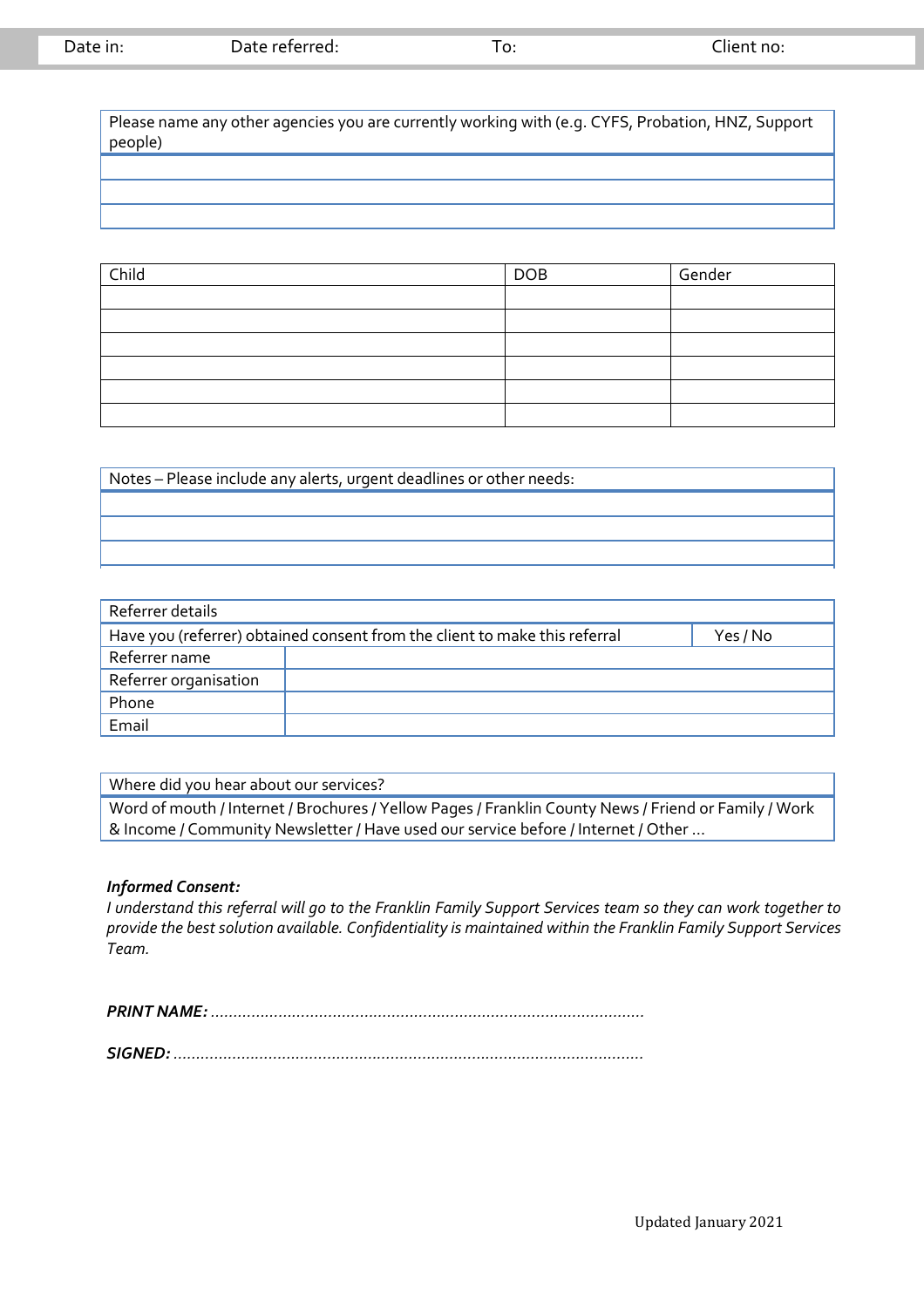| Date in: | Date referred: | To: | Client no: |
|---|---|---|---|

| Please name any other agencies you are currently working with (e.g. CYFS, Probation, HNZ, Support people) |
|---|
| |
| |
| |

| Child | DOB | Gender |
|---|---|---|
| | | |
| | | |
| | | |
| | | |
| | | |
| | | |

| Notes – Please include any alerts, urgent deadlines or other needs: |
|---|
| |
| |
| |

| Referrer details | |
|---|---|
| Have you (referrer) obtained consent from the client to make this referral | Yes / No |
| Referrer name | |
| Referrer organisation | |
| Phone | |
| Email | |

| Where did you hear about our services? |
|---|
| Word of mouth / Internet / Brochures / Yellow Pages / Franklin County News / Friend or Family / Work & Income / Community Newsletter / Have used our service before / Internet / Other … |

***Informed Consent:***

*I understand this referral will go to the Franklin Family Support Services team so they can work together to provide the best solution available. Confidentiality is maintained within the Franklin Family Support Services Team.*

***PRINT NAME:*** ……………………………………………………………………………………

***SIGNED:*** ……………………………………………………………………………………………

Updated January 2021